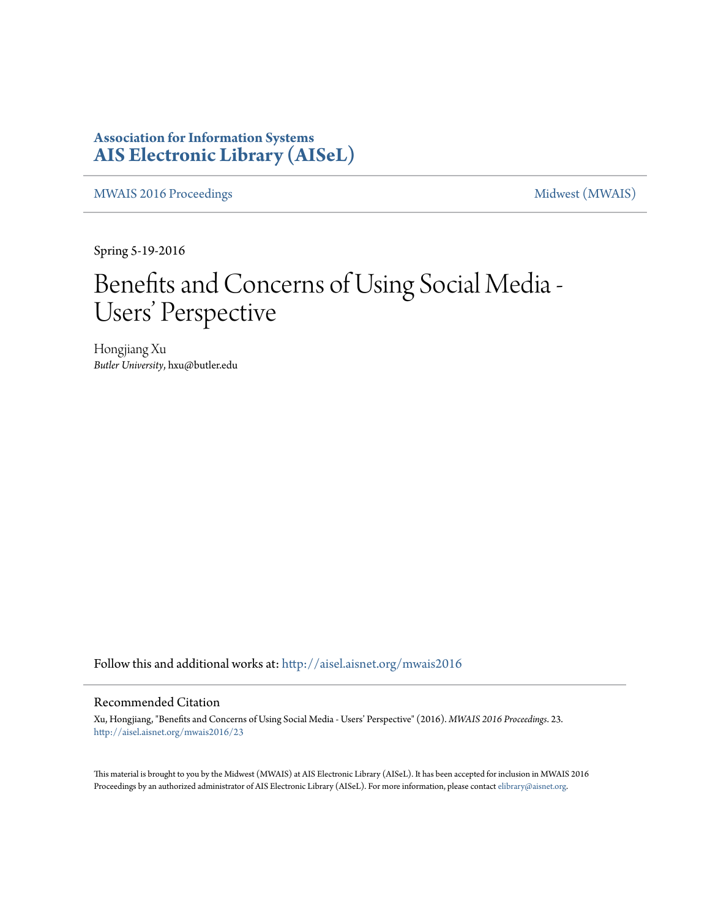**Association for Information Systems**
**AIS Electronic Library (AISeL)**

MWAIS 2016 Proceedings | Midwest (MWAIS)

Spring 5-19-2016

# Benefits and Concerns of Using Social Media - Users' Perspective

Hongjiang Xu
*Butler University*, hxu@butler.edu

Follow this and additional works at: http://aisel.aisnet.org/mwais2016

## Recommended Citation

Xu, Hongjiang, "Benefits and Concerns of Using Social Media - Users' Perspective" (2016). *MWAIS 2016 Proceedings*. 23.
http://aisel.aisnet.org/mwais2016/23

This material is brought to you by the Midwest (MWAIS) at AIS Electronic Library (AISeL). It has been accepted for inclusion in MWAIS 2016 Proceedings by an authorized administrator of AIS Electronic Library (AISeL). For more information, please contact elibrary@aisnet.org.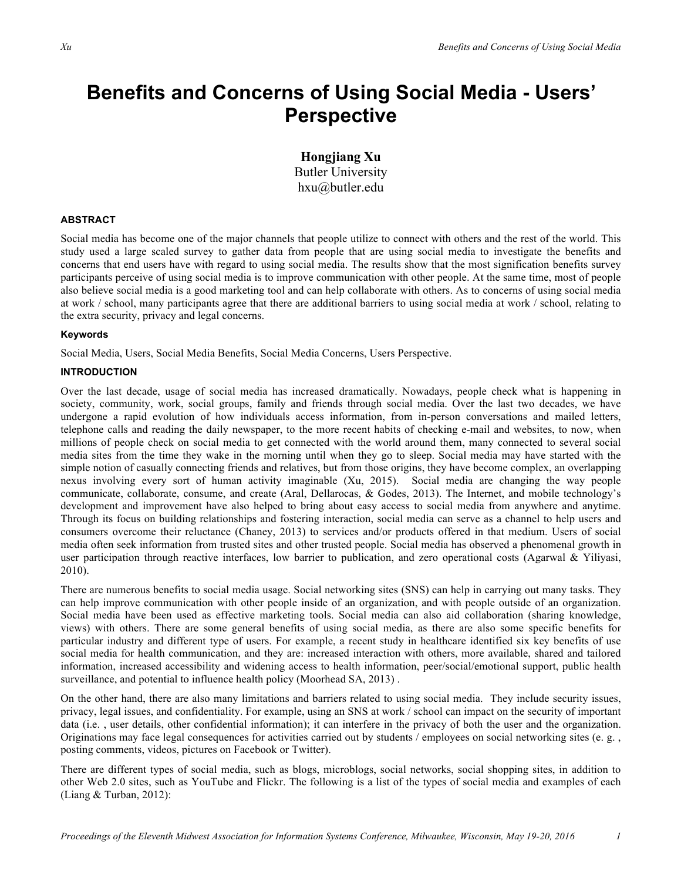# Benefits and Concerns of Using Social Media - Users' Perspective

**Hongjiang Xu**
Butler University
hxu@butler.edu

#### ABSTRACT

Social media has become one of the major channels that people utilize to connect with others and the rest of the world. This study used a large scaled survey to gather data from people that are using social media to investigate the benefits and concerns that end users have with regard to using social media. The results show that the most signification benefits survey participants perceive of using social media is to improve communication with other people. At the same time, most of people also believe social media is a good marketing tool and can help collaborate with others. As to concerns of using social media at work / school, many participants agree that there are additional barriers to using social media at work / school, relating to the extra security, privacy and legal concerns.

#### Keywords

Social Media, Users, Social Media Benefits, Social Media Concerns, Users Perspective.

#### INTRODUCTION

Over the last decade, usage of social media has increased dramatically. Nowadays, people check what is happening in society, community, work, social groups, family and friends through social media. Over the last two decades, we have undergone a rapid evolution of how individuals access information, from in-person conversations and mailed letters, telephone calls and reading the daily newspaper, to the more recent habits of checking e-mail and websites, to now, when millions of people check on social media to get connected with the world around them, many connected to several social media sites from the time they wake in the morning until when they go to sleep. Social media may have started with the simple notion of casually connecting friends and relatives, but from those origins, they have become complex, an overlapping nexus involving every sort of human activity imaginable (Xu, 2015). Social media are changing the way people communicate, collaborate, consume, and create (Aral, Dellarocas, & Godes, 2013). The Internet, and mobile technology's development and improvement have also helped to bring about easy access to social media from anywhere and anytime. Through its focus on building relationships and fostering interaction, social media can serve as a channel to help users and consumers overcome their reluctance (Chaney, 2013) to services and/or products offered in that medium. Users of social media often seek information from trusted sites and other trusted people. Social media has observed a phenomenal growth in user participation through reactive interfaces, low barrier to publication, and zero operational costs (Agarwal & Yiliyasi, 2010).

There are numerous benefits to social media usage. Social networking sites (SNS) can help in carrying out many tasks. They can help improve communication with other people inside of an organization, and with people outside of an organization. Social media have been used as effective marketing tools. Social media can also aid collaboration (sharing knowledge, views) with others. There are some general benefits of using social media, as there are also some specific benefits for particular industry and different type of users. For example, a recent study in healthcare identified six key benefits of use social media for health communication, and they are: increased interaction with others, more available, shared and tailored information, increased accessibility and widening access to health information, peer/social/emotional support, public health surveillance, and potential to influence health policy (Moorhead SA, 2013) .

On the other hand, there are also many limitations and barriers related to using social media. They include security issues, privacy, legal issues, and confidentiality. For example, using an SNS at work / school can impact on the security of important data (i.e. , user details, other confidential information); it can interfere in the privacy of both the user and the organization. Originations may face legal consequences for activities carried out by students / employees on social networking sites (e. g. , posting comments, videos, pictures on Facebook or Twitter).

There are different types of social media, such as blogs, microblogs, social networks, social shopping sites, in addition to other Web 2.0 sites, such as YouTube and Flickr. The following is a list of the types of social media and examples of each (Liang & Turban, 2012):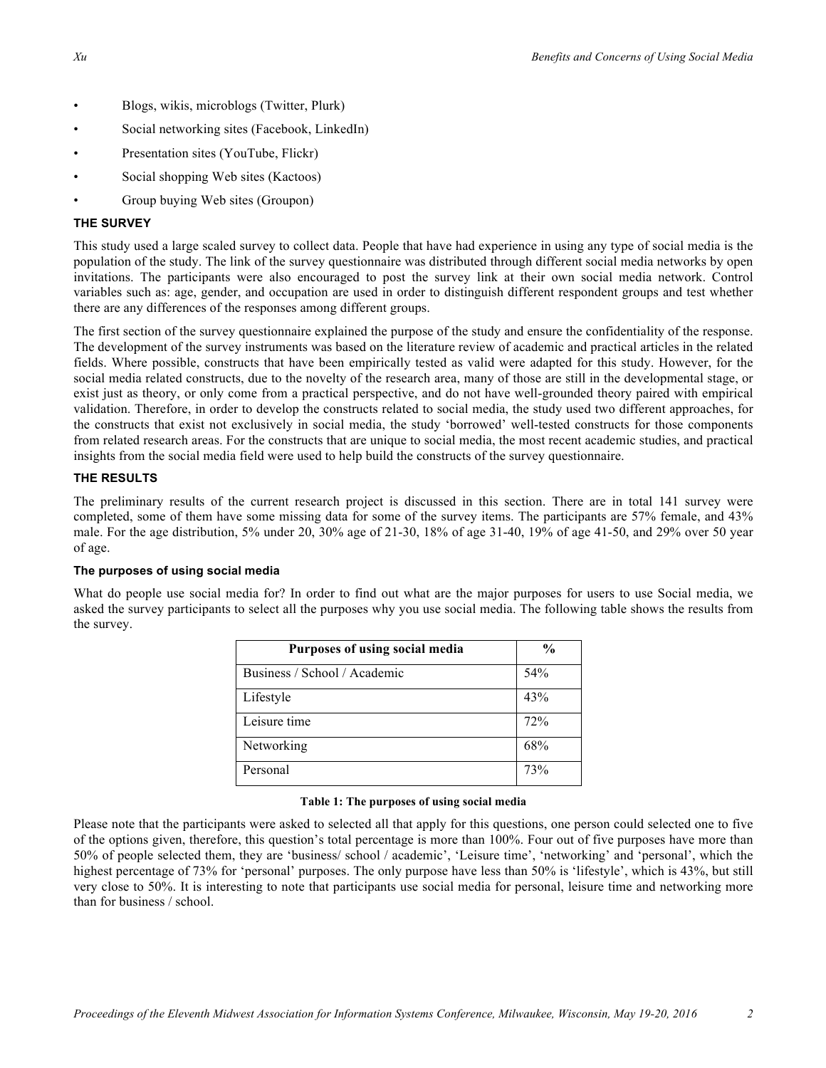- Blogs, wikis, microblogs (Twitter, Plurk)
- Social networking sites (Facebook, LinkedIn)
- Presentation sites (YouTube, Flickr)
- Social shopping Web sites (Kactoos)
- Group buying Web sites (Groupon)

## THE SURVEY

This study used a large scaled survey to collect data. People that have had experience in using any type of social media is the population of the study. The link of the survey questionnaire was distributed through different social media networks by open invitations. The participants were also encouraged to post the survey link at their own social media network. Control variables such as: age, gender, and occupation are used in order to distinguish different respondent groups and test whether there are any differences of the responses among different groups.

The first section of the survey questionnaire explained the purpose of the study and ensure the confidentiality of the response. The development of the survey instruments was based on the literature review of academic and practical articles in the related fields. Where possible, constructs that have been empirically tested as valid were adapted for this study. However, for the social media related constructs, due to the novelty of the research area, many of those are still in the developmental stage, or exist just as theory, or only come from a practical perspective, and do not have well-grounded theory paired with empirical validation. Therefore, in order to develop the constructs related to social media, the study used two different approaches, for the constructs that exist not exclusively in social media, the study 'borrowed' well-tested constructs for those components from related research areas. For the constructs that are unique to social media, the most recent academic studies, and practical insights from the social media field were used to help build the constructs of the survey questionnaire.

## THE RESULTS

The preliminary results of the current research project is discussed in this section. There are in total 141 survey were completed, some of them have some missing data for some of the survey items. The participants are 57% female, and 43% male. For the age distribution, 5% under 20, 30% age of 21-30, 18% of age 31-40, 19% of age 41-50, and 29% over 50 year of age.

### The purposes of using social media

What do people use social media for? In order to find out what are the major purposes for users to use Social media, we asked the survey participants to select all the purposes why you use social media. The following table shows the results from the survey.

| Purposes of using social media | % |
|---|---|
| Business / School / Academic | 54% |
| Lifestyle | 43% |
| Leisure time | 72% |
| Networking | 68% |
| Personal | 73% |

**Table 1: The purposes of using social media**

Please note that the participants were asked to selected all that apply for this questions, one person could selected one to five of the options given, therefore, this question's total percentage is more than 100%. Four out of five purposes have more than 50% of people selected them, they are 'business/ school / academic', 'Leisure time', 'networking' and 'personal', which the highest percentage of 73% for 'personal' purposes. The only purpose have less than 50% is 'lifestyle', which is 43%, but still very close to 50%. It is interesting to note that participants use social media for personal, leisure time and networking more than for business / school.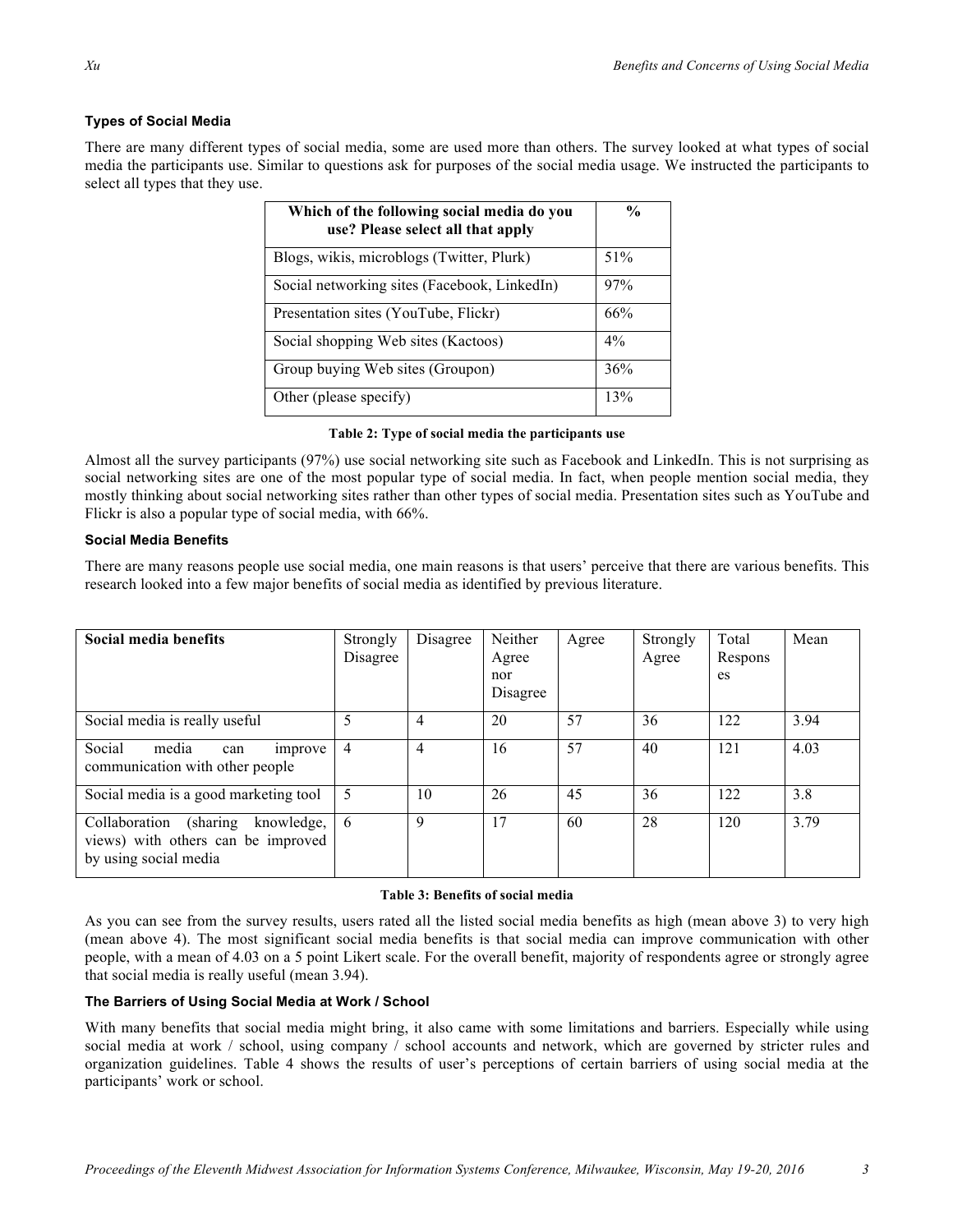### Types of Social Media

There are many different types of social media, some are used more than others. The survey looked at what types of social media the participants use. Similar to questions ask for purposes of the social media usage. We instructed the participants to select all types that they use.

| Which of the following social media do you use? Please select all that apply | % |
|---|---|
| Blogs, wikis, microblogs (Twitter, Plurk) | 51% |
| Social networking sites (Facebook, LinkedIn) | 97% |
| Presentation sites (YouTube, Flickr) | 66% |
| Social shopping Web sites (Kactoos) | 4% |
| Group buying Web sites (Groupon) | 36% |
| Other (please specify) | 13% |

**Table 2: Type of social media the participants use**

Almost all the survey participants (97%) use social networking site such as Facebook and LinkedIn. This is not surprising as social networking sites are one of the most popular type of social media. In fact, when people mention social media, they mostly thinking about social networking sites rather than other types of social media. Presentation sites such as YouTube and Flickr is also a popular type of social media, with 66%.

### Social Media Benefits

There are many reasons people use social media, one main reasons is that users' perceive that there are various benefits. This research looked into a few major benefits of social media as identified by previous literature.

| Social media benefits | Strongly Disagree | Disagree | Neither Agree nor Disagree | Agree | Strongly Agree | Total Responses | Mean |
|---|---|---|---|---|---|---|---|
| Social media is really useful | 5 | 4 | 20 | 57 | 36 | 122 | 3.94 |
| Social media can improve communication with other people | 4 | 4 | 16 | 57 | 40 | 121 | 4.03 |
| Social media is a good marketing tool | 5 | 10 | 26 | 45 | 36 | 122 | 3.8 |
| Collaboration (sharing knowledge, views) with others can be improved by using social media | 6 | 9 | 17 | 60 | 28 | 120 | 3.79 |

**Table 3: Benefits of social media**

As you can see from the survey results, users rated all the listed social media benefits as high (mean above 3) to very high (mean above 4). The most significant social media benefits is that social media can improve communication with other people, with a mean of 4.03 on a 5 point Likert scale. For the overall benefit, majority of respondents agree or strongly agree that social media is really useful (mean 3.94).

### The Barriers of Using Social Media at Work / School

With many benefits that social media might bring, it also came with some limitations and barriers. Especially while using social media at work / school, using company / school accounts and network, which are governed by stricter rules and organization guidelines. Table 4 shows the results of user's perceptions of certain barriers of using social media at the participants' work or school.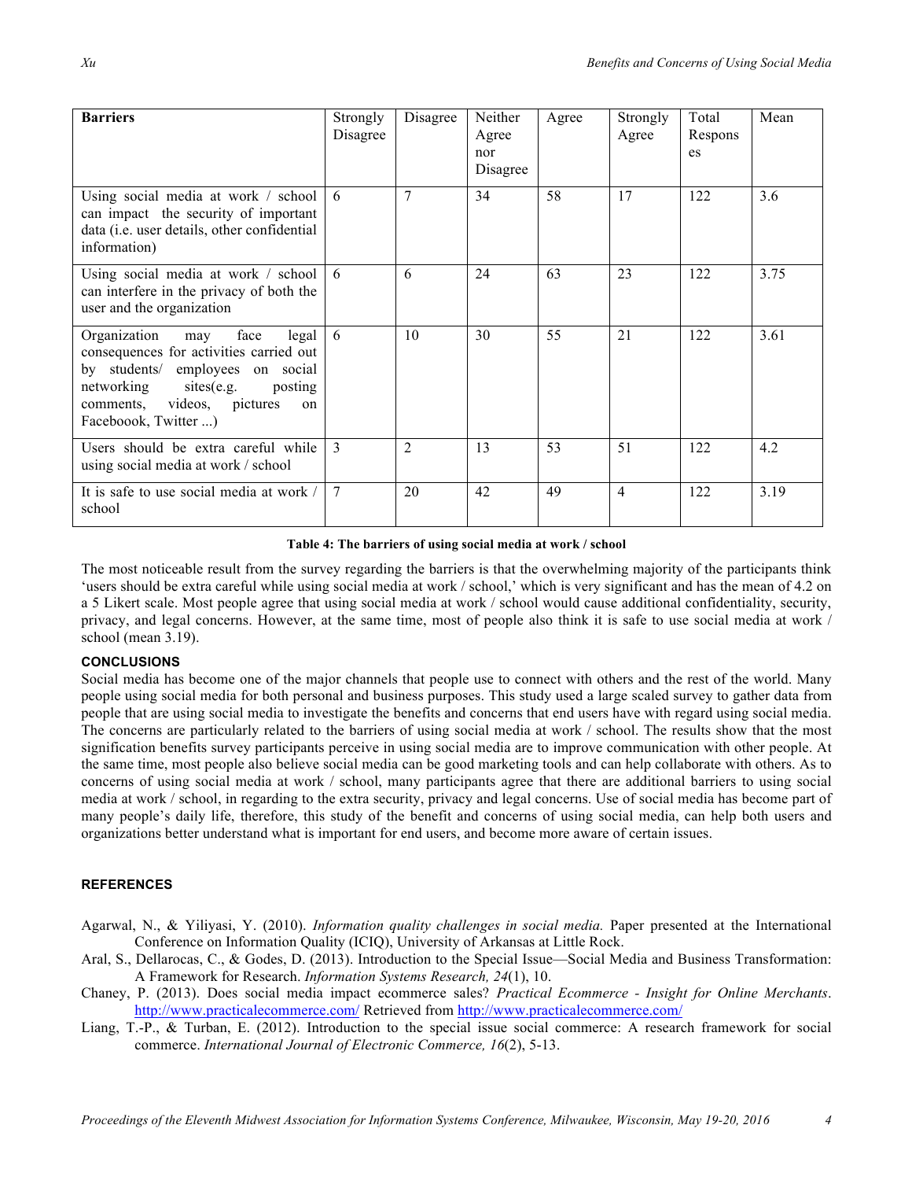| Barriers | Strongly Disagree | Disagree | Neither Agree nor Disagree | Agree | Strongly Agree | Total Responses | Mean |
|---|---|---|---|---|---|---|---|
| Using social media at work / school can impact the security of important data (i.e. user details, other confidential information) | 6 | 7 | 34 | 58 | 17 | 122 | 3.6 |
| Using social media at work / school can interfere in the privacy of both the user and the organization | 6 | 6 | 24 | 63 | 23 | 122 | 3.75 |
| Organization may face legal consequences for activities carried out by students/ employees on social networking sites(e.g. posting comments, videos, pictures on Faceboook, Twitter ...) | 6 | 10 | 30 | 55 | 21 | 122 | 3.61 |
| Users should be extra careful while using social media at work / school | 3 | 2 | 13 | 53 | 51 | 122 | 4.2 |
| It is safe to use social media at work / school | 7 | 20 | 42 | 49 | 4 | 122 | 3.19 |

**Table 4: The barriers of using social media at work / school**

The most noticeable result from the survey regarding the barriers is that the overwhelming majority of the participants think 'users should be extra careful while using social media at work / school,' which is very significant and has the mean of 4.2 on a 5 Likert scale. Most people agree that using social media at work / school would cause additional confidentiality, security, privacy, and legal concerns. However, at the same time, most of people also think it is safe to use social media at work / school (mean 3.19).

## CONCLUSIONS

Social media has become one of the major channels that people use to connect with others and the rest of the world. Many people using social media for both personal and business purposes. This study used a large scaled survey to gather data from people that are using social media to investigate the benefits and concerns that end users have with regard using social media. The concerns are particularly related to the barriers of using social media at work / school. The results show that the most signification benefits survey participants perceive in using social media are to improve communication with other people. At the same time, most people also believe social media can be good marketing tools and can help collaborate with others. As to concerns of using social media at work / school, many participants agree that there are additional barriers to using social media at work / school, in regarding to the extra security, privacy and legal concerns. Use of social media has become part of many people's daily life, therefore, this study of the benefit and concerns of using social media, can help both users and organizations better understand what is important for end users, and become more aware of certain issues.

## REFERENCES

Agarwal, N., & Yiliyasi, Y. (2010). *Information quality challenges in social media.* Paper presented at the International Conference on Information Quality (ICIQ), University of Arkansas at Little Rock.

Aral, S., Dellarocas, C., & Godes, D. (2013). Introduction to the Special Issue—Social Media and Business Transformation: A Framework for Research. *Information Systems Research, 24*(1), 10.

Chaney, P. (2013). Does social media impact ecommerce sales? *Practical Ecommerce - Insight for Online Merchants*. http://www.practicalecommerce.com/ Retrieved from http://www.practicalecommerce.com/

Liang, T.-P., & Turban, E. (2012). Introduction to the special issue social commerce: A research framework for social commerce. *International Journal of Electronic Commerce, 16*(2), 5-13.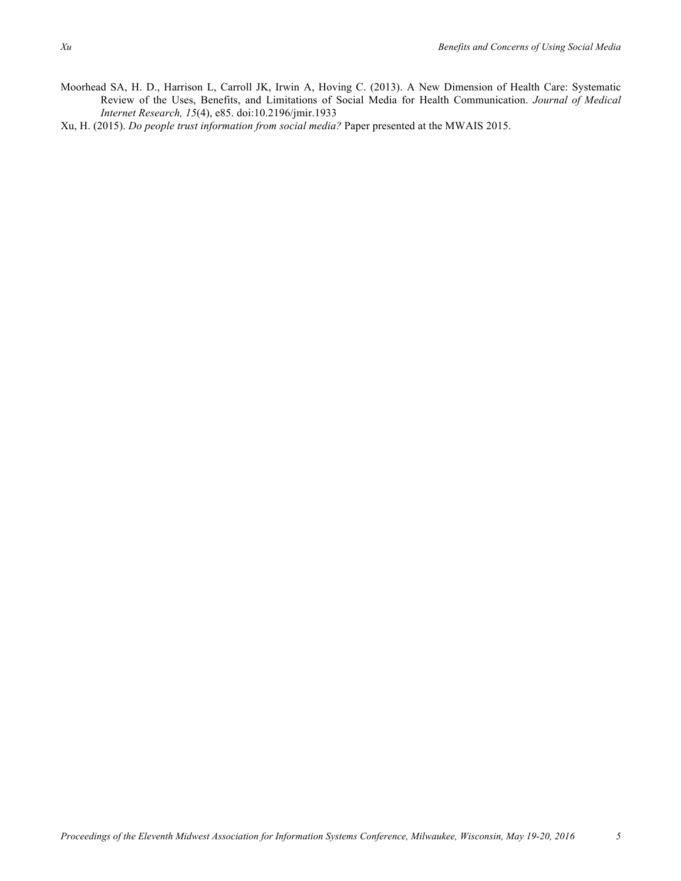Moorhead SA, H. D., Harrison L, Carroll JK, Irwin A, Hoving C. (2013). A New Dimension of Health Care: Systematic Review of the Uses, Benefits, and Limitations of Social Media for Health Communication. *Journal of Medical Internet Research, 15*(4), e85. doi:10.2196/jmir.1933

Xu, H. (2015). *Do people trust information from social media?* Paper presented at the MWAIS 2015.